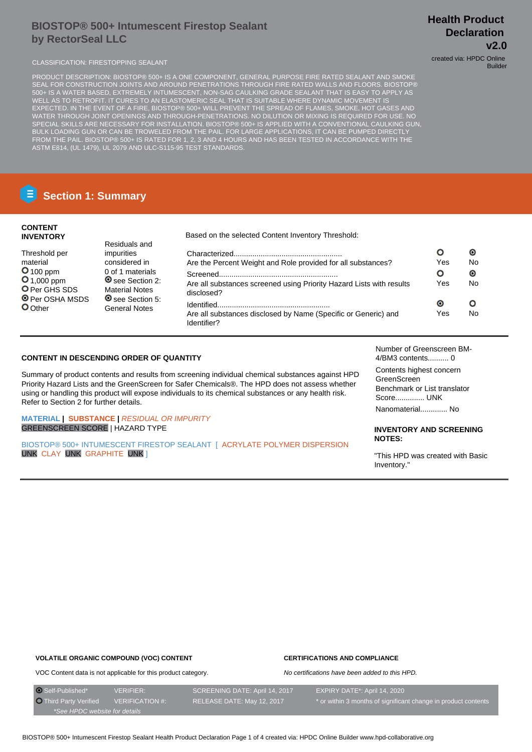# BIOSTOP® 500+ Intumescent Firestop Sealant by RectorSeal LLC

**Health Product Declaration v2.0**

created via: HPDC Online Builder

CLASSIFICATION: FIRESTOPPING SEALANT

PRODUCT DESCRIPTION: BIOSTOP® 500+ IS A ONE COMPONENT, GENERAL PURPOSE FIRE RATED SEALANT AND SMOKE SEAL FOR CONSTRUCTION JOINTS AND AROUND PENETRATIONS THROUGH FIRE RATED WALLS AND FLOORS. BIOSTOP® 500+ IS A WATER BASED, EXTREMELY INTUMESCENT, NON-SAG CAULKING GRADE SEALANT THAT IS EASY TO APPLY AS WELL AS TO RETROFIT. IT CURES TO AN ELASTOMERIC SEAL THAT IS SUITABLE WHERE DYNAMIC MOVEMENT IS EXPECTED. IN THE EVENT OF A FIRE, BIOSTOP® 500+ WILL PREVENT THE SPREAD OF FLAMES, SMOKE, HOT GASES AND WATER THROUGH JOINT OPENINGS AND THROUGH-PENETRATIONS. NO DILUTION OR MIXING IS REQUIRED FOR USE. NO SPECIAL SKILLS ARE NECESSARY FOR INSTALLATION. BIOSTOP® 500+ IS APPLIED WITH A CONVENTIONAL CAULKING GUN, BULK LOADING GUN OR CAN BE TROWELED FROM THE PAIL. FOR LARGE APPLICATIONS, IT CAN BE PUMPED DIRECTLY FROM THE PAIL. BIOSTOP® 500+ IS RATED FOR 1, 2, 3 AND 4 HOURS AND HAS BEEN TESTED IN ACCORDANCE WITH THE ASTM E814, (UL 1479), UL 2079 AND ULC-S115-95 TEST STANDARDS.

## Section 1: Summary

**CONTENT INVENTORY**

Threshold per material
- ○ 100 ppm
- ○ 1,000 ppm
- ○ Per GHS SDS
- ◉ Per OSHA MSDS
- ○ Other

Residuals and impurities considered in 0 of 1 materials
- ◉ see Section 2: Material Notes
- ◉ see Section 5: General Notes

Based on the selected Content Inventory Threshold:

| | Yes | No |
|---|---|---|
| Characterized... Are the Percent Weight and Role provided for all substances? | ○ | ◉ |
| Screened... Are all substances screened using Priority Hazard Lists with results disclosed? | ○ | ◉ |
| Identified... Are all substances disclosed by Name (Specific or Generic) and Identifier? | ◉ | ○ |

**CONTENT IN DESCENDING ORDER OF QUANTITY**

Summary of product contents and results from screening individual chemical substances against HPD Priority Hazard Lists and the GreenScreen for Safer Chemicals®. The HPD does not assess whether using or handling this product will expose individuals to its chemical substances or any health risk. Refer to Section 2 for further details.

**MATERIAL** | **SUBSTANCE** | *RESIDUAL OR IMPURITY*
GREENSCREEN SCORE | HAZARD TYPE

BIOSTOP® 500+ INTUMESCENT FIRESTOP SEALANT [ ACRYLATE POLYMER DISPERSION UNK CLAY UNK GRAPHITE UNK ]

Number of Greenscreen BM-4/BM3 contents.......... 0

Contents highest concern GreenScreen Benchmark or List translator Score............. UNK

Nanomaterial............ No

**INVENTORY AND SCREENING NOTES:**

"This HPD was created with Basic Inventory."

**VOLATILE ORGANIC COMPOUND (VOC) CONTENT**

VOC Content data is not applicable for this product category.

**CERTIFICATIONS AND COMPLIANCE**

*No certifications have been added to this HPD.*

| | | | |
|---|---|---|---|
| ◉ Self-Published* | VERIFIER: | SCREENING DATE: April 14, 2017 | EXPIRY DATE*: April 14, 2020 |
| ○ Third Party Verified | VERIFICATION #: | RELEASE DATE: May 12, 2017 | * or within 3 months of significant change in product contents |

*\*See HPDC website for details*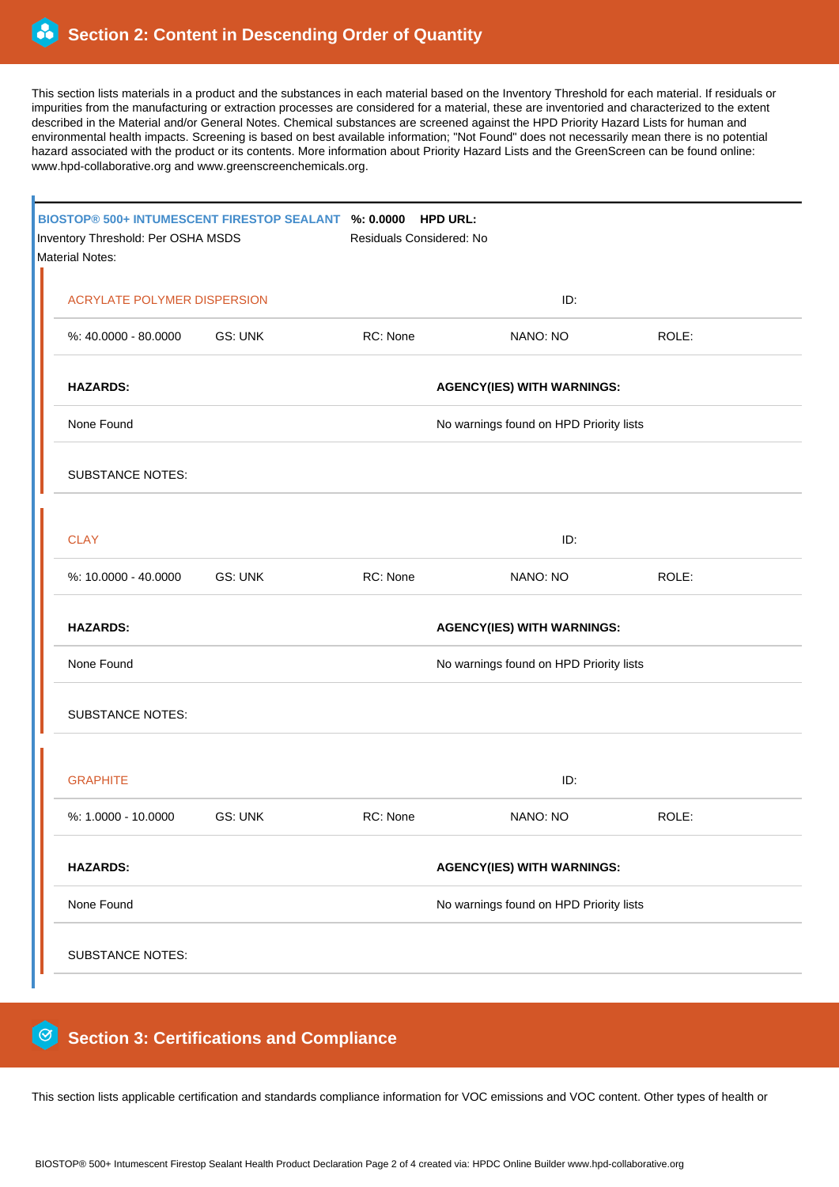## Section 2: Content in Descending Order of Quantity

This section lists materials in a product and the substances in each material based on the Inventory Threshold for each material. If residuals or impurities from the manufacturing or extraction processes are considered for a material, these are inventoried and characterized to the extent described in the Material and/or General Notes. Chemical substances are screened against the HPD Priority Hazard Lists for human and environmental health impacts. Screening is based on best available information; "Not Found" does not necessarily mean there is no potential hazard associated with the product or its contents. More information about Priority Hazard Lists and the GreenScreen can be found online: www.hpd-collaborative.org and www.greenscreenchemicals.org.

### BIOSTOP® 500+ INTUMESCENT FIRESTOP SEALANT

**%: 0.0000** **HPD URL:**

Inventory Threshold: Per OSHA MSDS

Residuals Considered: No

Material Notes:

#### ACRYLATE POLYMER DISPERSION

ID:

| %: 40.0000 - 80.0000 | GS: UNK | RC: None | NANO: NO | ROLE: |
|---|---|---|---|---|

| **HAZARDS:** | **AGENCY(IES) WITH WARNINGS:** |
|---|---|
| None Found | No warnings found on HPD Priority lists |

SUBSTANCE NOTES:

#### CLAY

ID:

| %: 10.0000 - 40.0000 | GS: UNK | RC: None | NANO: NO | ROLE: |
|---|---|---|---|---|

| **HAZARDS:** | **AGENCY(IES) WITH WARNINGS:** |
|---|---|
| None Found | No warnings found on HPD Priority lists |

SUBSTANCE NOTES:

#### GRAPHITE

ID:

| %: 1.0000 - 10.0000 | GS: UNK | RC: None | NANO: NO | ROLE: |
|---|---|---|---|---|

| **HAZARDS:** | **AGENCY(IES) WITH WARNINGS:** |
|---|---|
| None Found | No warnings found on HPD Priority lists |

SUBSTANCE NOTES:

## Section 3: Certifications and Compliance

This section lists applicable certification and standards compliance information for VOC emissions and VOC content. Other types of health or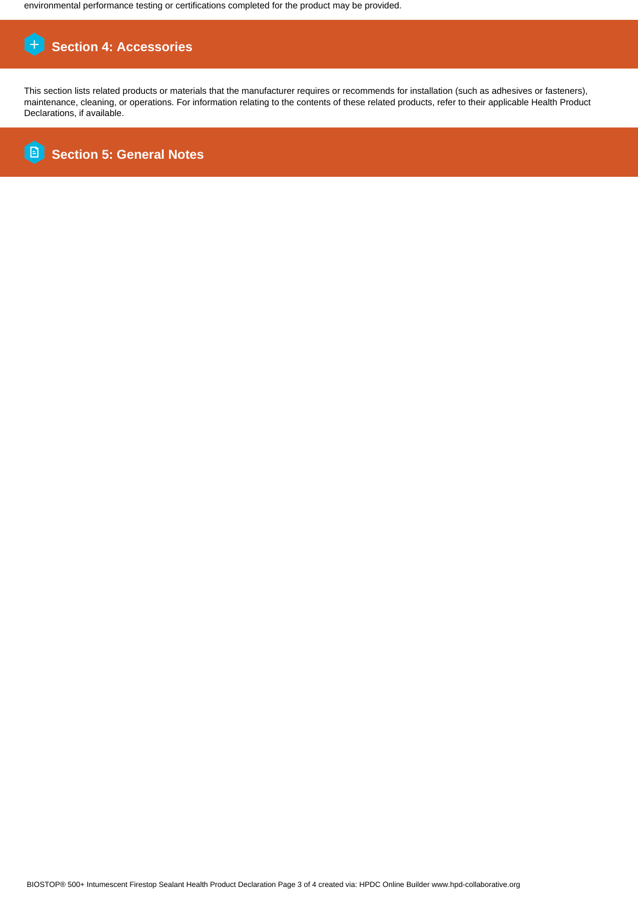environmental performance testing or certifications completed for the product may be provided.

## Section 4: Accessories

This section lists related products or materials that the manufacturer requires or recommends for installation (such as adhesives or fasteners), maintenance, cleaning, or operations. For information relating to the contents of these related products, refer to their applicable Health Product Declarations, if available.

## Section 5: General Notes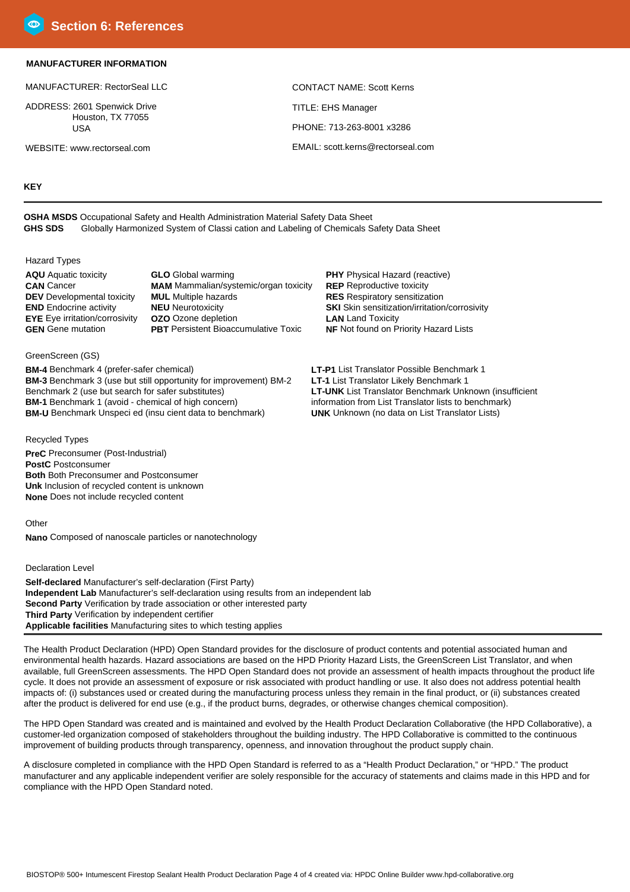# Section 6: References

**MANUFACTURER INFORMATION**

MANUFACTURER: RectorSeal LLC

ADDRESS: 2601 Spenwick Drive
Houston, TX 77055
USA

WEBSITE: www.rectorseal.com

CONTACT NAME: Scott Kerns

TITLE: EHS Manager

PHONE: 713-263-8001 x3286

EMAIL: scott.kerns@rectorseal.com

**KEY**

**OSHA MSDS** Occupational Safety and Health Administration Material Safety Data Sheet
**GHS SDS** Globally Harmonized System of Classi cation and Labeling of Chemicals Safety Data Sheet

Hazard Types

**AQU** Aquatic toxicity
**CAN** Cancer
**DEV** Developmental toxicity
**END** Endocrine activity
**EYE** Eye irritation/corrosivity
**GEN** Gene mutation
**GLO** Global warming
**MAM** Mammalian/systemic/organ toxicity
**MUL** Multiple hazards
**NEU** Neurotoxicity
**OZO** Ozone depletion
**PBT** Persistent Bioaccumulative Toxic
**PHY** Physical Hazard (reactive)
**REP** Reproductive toxicity
**RES** Respiratory sensitization
**SKI** Skin sensitization/irritation/corrosivity
**LAN** Land Toxicity
**NF** Not found on Priority Hazard Lists

GreenScreen (GS)

**BM-4** Benchmark 4 (prefer-safer chemical)
**BM-3** Benchmark 3 (use but still opportunity for improvement) BM-2 Benchmark 2 (use but search for safer substitutes)
**BM-1** Benchmark 1 (avoid - chemical of high concern)
**BM-U** Benchmark Unspeci ed (insu cient data to benchmark)
**LT-P1** List Translator Possible Benchmark 1
**LT-1** List Translator Likely Benchmark 1
**LT-UNK** List Translator Benchmark Unknown (insufficient information from List Translator lists to benchmark)
**UNK** Unknown (no data on List Translator Lists)

Recycled Types

**PreC** Preconsumer (Post-Industrial)
**PostC** Postconsumer
**Both** Both Preconsumer and Postconsumer
**Unk** Inclusion of recycled content is unknown
**None** Does not include recycled content

Other

**Nano** Composed of nanoscale particles or nanotechnology

Declaration Level

**Self-declared** Manufacturer's self-declaration (First Party)
**Independent Lab** Manufacturer's self-declaration using results from an independent lab
**Second Party** Verification by trade association or other interested party
**Third Party** Verification by independent certifier
**Applicable facilities** Manufacturing sites to which testing applies

The Health Product Declaration (HPD) Open Standard provides for the disclosure of product contents and potential associated human and environmental health hazards. Hazard associations are based on the HPD Priority Hazard Lists, the GreenScreen List Translator, and when available, full GreenScreen assessments. The HPD Open Standard does not provide an assessment of health impacts throughout the product life cycle. It does not provide an assessment of exposure or risk associated with product handling or use. It also does not address potential health impacts of: (i) substances used or created during the manufacturing process unless they remain in the final product, or (ii) substances created after the product is delivered for end use (e.g., if the product burns, degrades, or otherwise changes chemical composition).

The HPD Open Standard was created and is maintained and evolved by the Health Product Declaration Collaborative (the HPD Collaborative), a customer-led organization composed of stakeholders throughout the building industry. The HPD Collaborative is committed to the continuous improvement of building products through transparency, openness, and innovation throughout the product supply chain.

A disclosure completed in compliance with the HPD Open Standard is referred to as a "Health Product Declaration," or "HPD." The product manufacturer and any applicable independent verifier are solely responsible for the accuracy of statements and claims made in this HPD and for compliance with the HPD Open Standard noted.